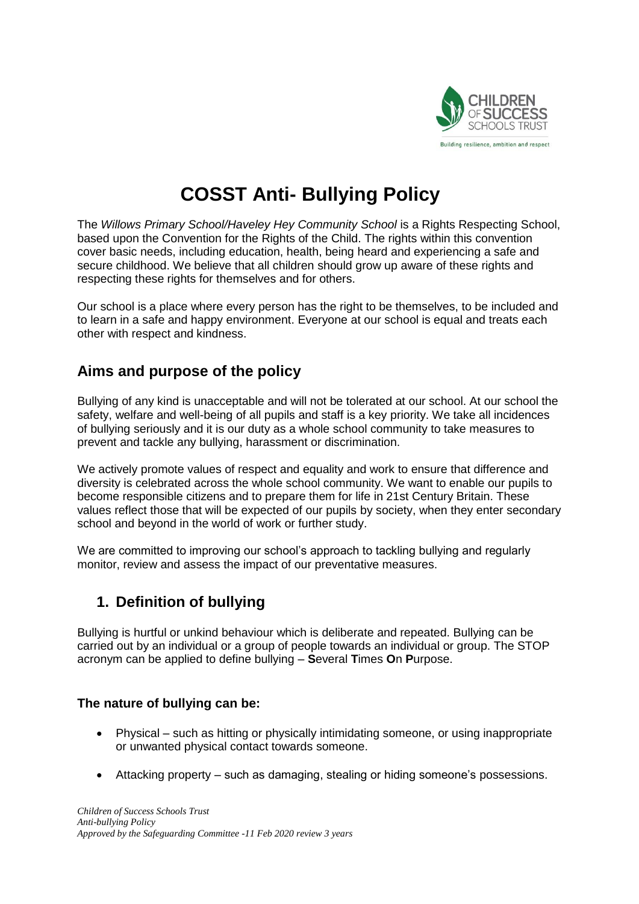# COSST Anti- Bullying Policy

The *Willows Primary School/Haveley Hey Community School* is a Rights Respecting School, based upon the Convention for the Rights of the Child. The rights within this convention cover basic needs, including education, health, being heard and experiencing a safe and secure childhood. We believe that all children should grow up aware of these rights and respecting these rights for themselves and for others.

Our school is a place where every person has the right to be themselves, to be included and to learn in a safe and happy environment. Everyone at our school is equal and treats each other with respect and kindness.

## Aims and purpose of the policy

Bullying of any kind is unacceptable and will not be tolerated at our school. At our school the safety, welfare and well-being of all pupils and staff is a key priority. We take all incidences of bullying seriously and it is our duty as a whole school community to take measures to prevent and tackle any bullying, harassment or discrimination.

We actively promote values of respect and equality and work to ensure that difference and diversity is celebrated across the whole school community. We want to enable our pupils to become responsible citizens and to prepare them for life in 21st Century Britain. These values reflect those that will be expected of our pupils by society, when they enter secondary school and beyond in the world of work or further study.

We are committed to improving our school's approach to tackling bullying and regularly monitor, review and assess the impact of our preventative measures.

## 1. Definition of bullying

Bullying is hurtful or unkind behaviour which is deliberate and repeated. Bullying can be carried out by an individual or a group of people towards an individual or group. The STOP acronym can be applied to define bullying – **S**everal **T**imes **O**n **P**urpose.

### The nature of bullying can be:

- Physical – such as hitting or physically intimidating someone, or using inappropriate or unwanted physical contact towards someone.
- Attacking property – such as damaging, stealing or hiding someone's possessions.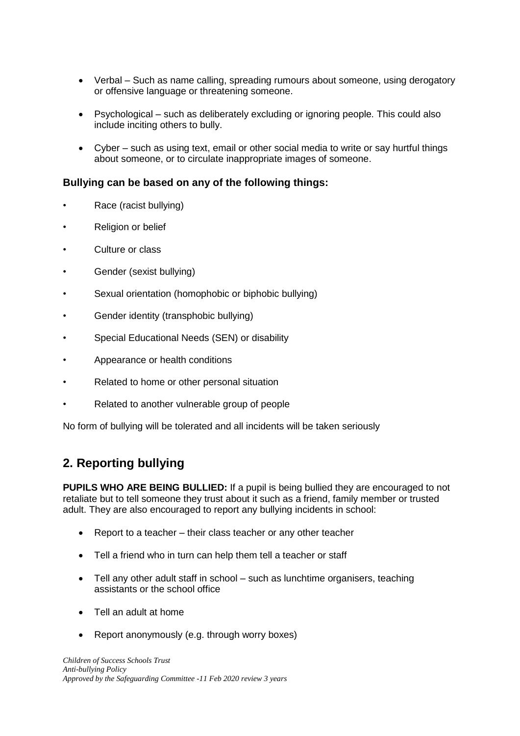- Verbal – Such as name calling, spreading rumours about someone, using derogatory or offensive language or threatening someone.

- Psychological – such as deliberately excluding or ignoring people. This could also include inciting others to bully.

- Cyber – such as using text, email or other social media to write or say hurtful things about someone, or to circulate inappropriate images of someone.

**Bullying can be based on any of the following things:**

- Race (racist bullying)
- Religion or belief
- Culture or class
- Gender (sexist bullying)
- Sexual orientation (homophobic or biphobic bullying)
- Gender identity (transphobic bullying)
- Special Educational Needs (SEN) or disability
- Appearance or health conditions
- Related to home or other personal situation
- Related to another vulnerable group of people

No form of bullying will be tolerated and all incidents will be taken seriously

## 2. Reporting bullying

**PUPILS WHO ARE BEING BULLIED:** If a pupil is being bullied they are encouraged to not retaliate but to tell someone they trust about it such as a friend, family member or trusted adult. They are also encouraged to report any bullying incidents in school:

- Report to a teacher – their class teacher or any other teacher

- Tell a friend who in turn can help them tell a teacher or staff

- Tell any other adult staff in school – such as lunchtime organisers, teaching assistants or the school office

- Tell an adult at home

- Report anonymously (e.g. through worry boxes)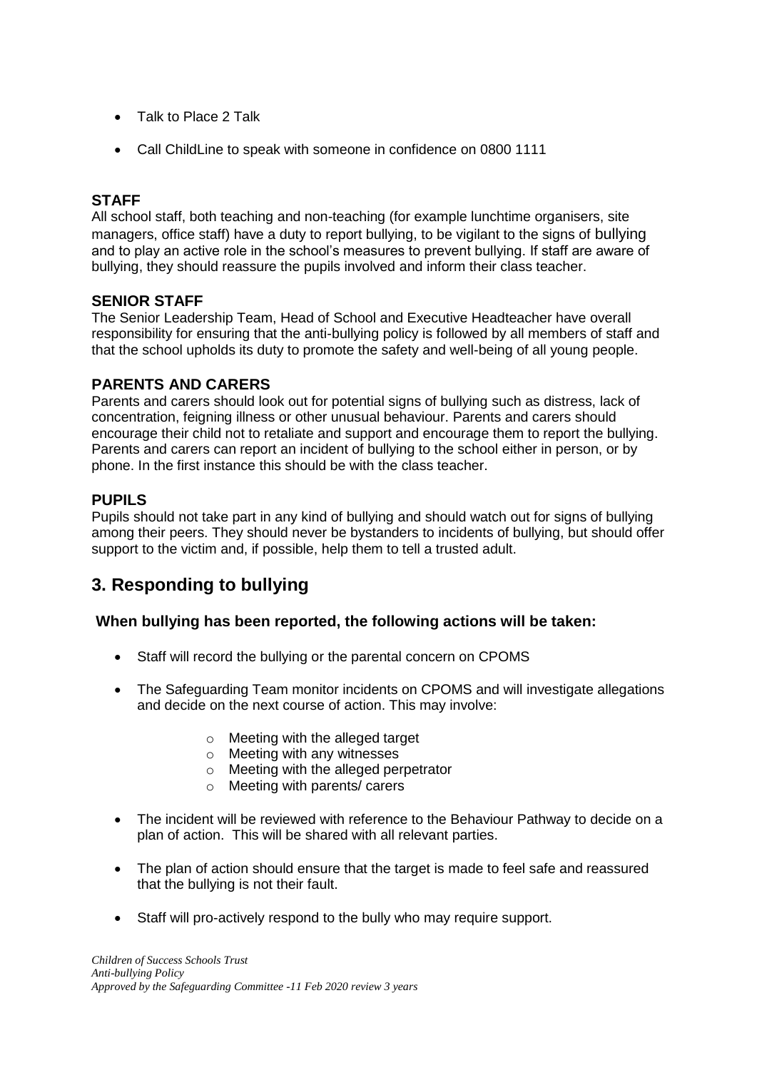- Talk to Place 2 Talk
- Call ChildLine to speak with someone in confidence on 0800 1111

### STAFF

All school staff, both teaching and non-teaching (for example lunchtime organisers, site managers, office staff) have a duty to report bullying, to be vigilant to the signs of bullying and to play an active role in the school's measures to prevent bullying. If staff are aware of bullying, they should reassure the pupils involved and inform their class teacher.

### SENIOR STAFF

The Senior Leadership Team, Head of School and Executive Headteacher have overall responsibility for ensuring that the anti-bullying policy is followed by all members of staff and that the school upholds its duty to promote the safety and well-being of all young people.

### PARENTS AND CARERS

Parents and carers should look out for potential signs of bullying such as distress, lack of concentration, feigning illness or other unusual behaviour. Parents and carers should encourage their child not to retaliate and support and encourage them to report the bullying. Parents and carers can report an incident of bullying to the school either in person, or by phone. In the first instance this should be with the class teacher.

### PUPILS

Pupils should not take part in any kind of bullying and should watch out for signs of bullying among their peers. They should never be bystanders to incidents of bullying, but should offer support to the victim and, if possible, help them to tell a trusted adult.

## 3. Responding to bullying

**When bullying has been reported, the following actions will be taken:**

- Staff will record the bullying or the parental concern on CPOMS
- The Safeguarding Team monitor incidents on CPOMS and will investigate allegations and decide on the next course of action. This may involve:
    - Meeting with the alleged target
    - Meeting with any witnesses
    - Meeting with the alleged perpetrator
    - Meeting with parents/ carers
- The incident will be reviewed with reference to the Behaviour Pathway to decide on a plan of action. This will be shared with all relevant parties.
- The plan of action should ensure that the target is made to feel safe and reassured that the bullying is not their fault.
- Staff will pro-actively respond to the bully who may require support.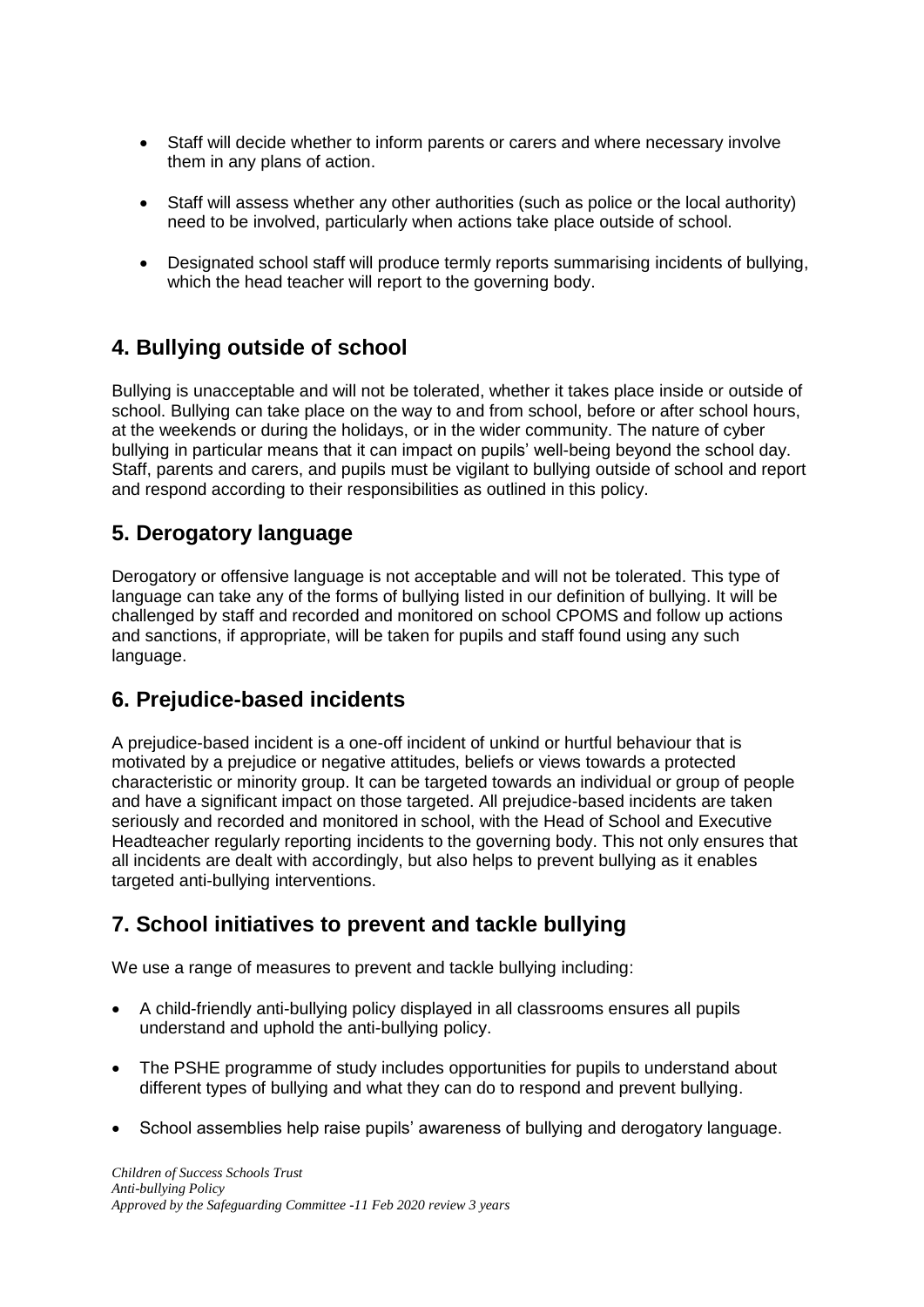- Staff will decide whether to inform parents or carers and where necessary involve them in any plans of action.
- Staff will assess whether any other authorities (such as police or the local authority) need to be involved, particularly when actions take place outside of school.
- Designated school staff will produce termly reports summarising incidents of bullying, which the head teacher will report to the governing body.

## 4. Bullying outside of school

Bullying is unacceptable and will not be tolerated, whether it takes place inside or outside of school. Bullying can take place on the way to and from school, before or after school hours, at the weekends or during the holidays, or in the wider community. The nature of cyber bullying in particular means that it can impact on pupils' well-being beyond the school day. Staff, parents and carers, and pupils must be vigilant to bullying outside of school and report and respond according to their responsibilities as outlined in this policy.

## 5. Derogatory language

Derogatory or offensive language is not acceptable and will not be tolerated. This type of language can take any of the forms of bullying listed in our definition of bullying. It will be challenged by staff and recorded and monitored on school CPOMS and follow up actions and sanctions, if appropriate, will be taken for pupils and staff found using any such language.

## 6. Prejudice-based incidents

A prejudice-based incident is a one-off incident of unkind or hurtful behaviour that is motivated by a prejudice or negative attitudes, beliefs or views towards a protected characteristic or minority group. It can be targeted towards an individual or group of people and have a significant impact on those targeted. All prejudice-based incidents are taken seriously and recorded and monitored in school, with the Head of School and Executive Headteacher regularly reporting incidents to the governing body. This not only ensures that all incidents are dealt with accordingly, but also helps to prevent bullying as it enables targeted anti-bullying interventions.

## 7. School initiatives to prevent and tackle bullying

We use a range of measures to prevent and tackle bullying including:

- A child-friendly anti-bullying policy displayed in all classrooms ensures all pupils understand and uphold the anti-bullying policy.
- The PSHE programme of study includes opportunities for pupils to understand about different types of bullying and what they can do to respond and prevent bullying.
- School assemblies help raise pupils' awareness of bullying and derogatory language.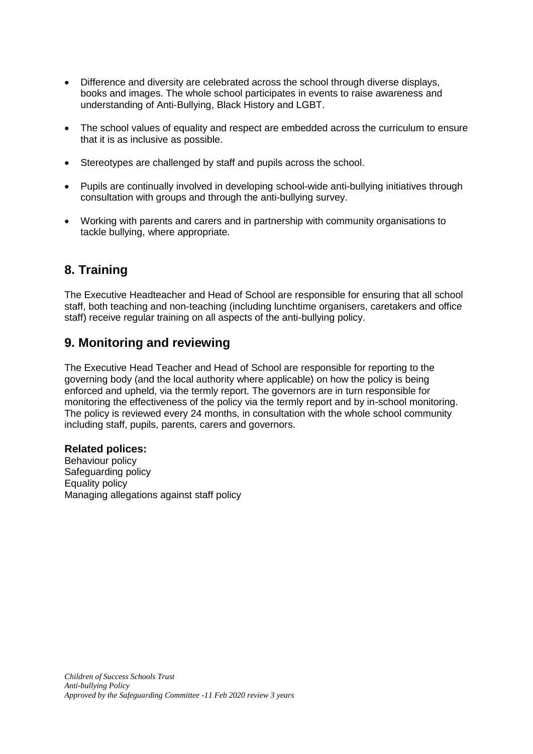- Difference and diversity are celebrated across the school through diverse displays, books and images. The whole school participates in events to raise awareness and understanding of Anti-Bullying, Black History and LGBT.
- The school values of equality and respect are embedded across the curriculum to ensure that it is as inclusive as possible.
- Stereotypes are challenged by staff and pupils across the school.
- Pupils are continually involved in developing school-wide anti-bullying initiatives through consultation with groups and through the anti-bullying survey.
- Working with parents and carers and in partnership with community organisations to tackle bullying, where appropriate.

## 8. Training

The Executive Headteacher and Head of School are responsible for ensuring that all school staff, both teaching and non-teaching (including lunchtime organisers, caretakers and office staff) receive regular training on all aspects of the anti-bullying policy.

## 9. Monitoring and reviewing

The Executive Head Teacher and Head of School are responsible for reporting to the governing body (and the local authority where applicable) on how the policy is being enforced and upheld, via the termly report. The governors are in turn responsible for monitoring the effectiveness of the policy via the termly report and by in-school monitoring. The policy is reviewed every 24 months, in consultation with the whole school community including staff, pupils, parents, carers and governors.

**Related polices:**
Behaviour policy
Safeguarding policy
Equality policy
Managing allegations against staff policy

*Children of Success Schools Trust*
*Anti-bullying Policy*
*Approved by the Safeguarding Committee -11 Feb 2020 review 3 years*